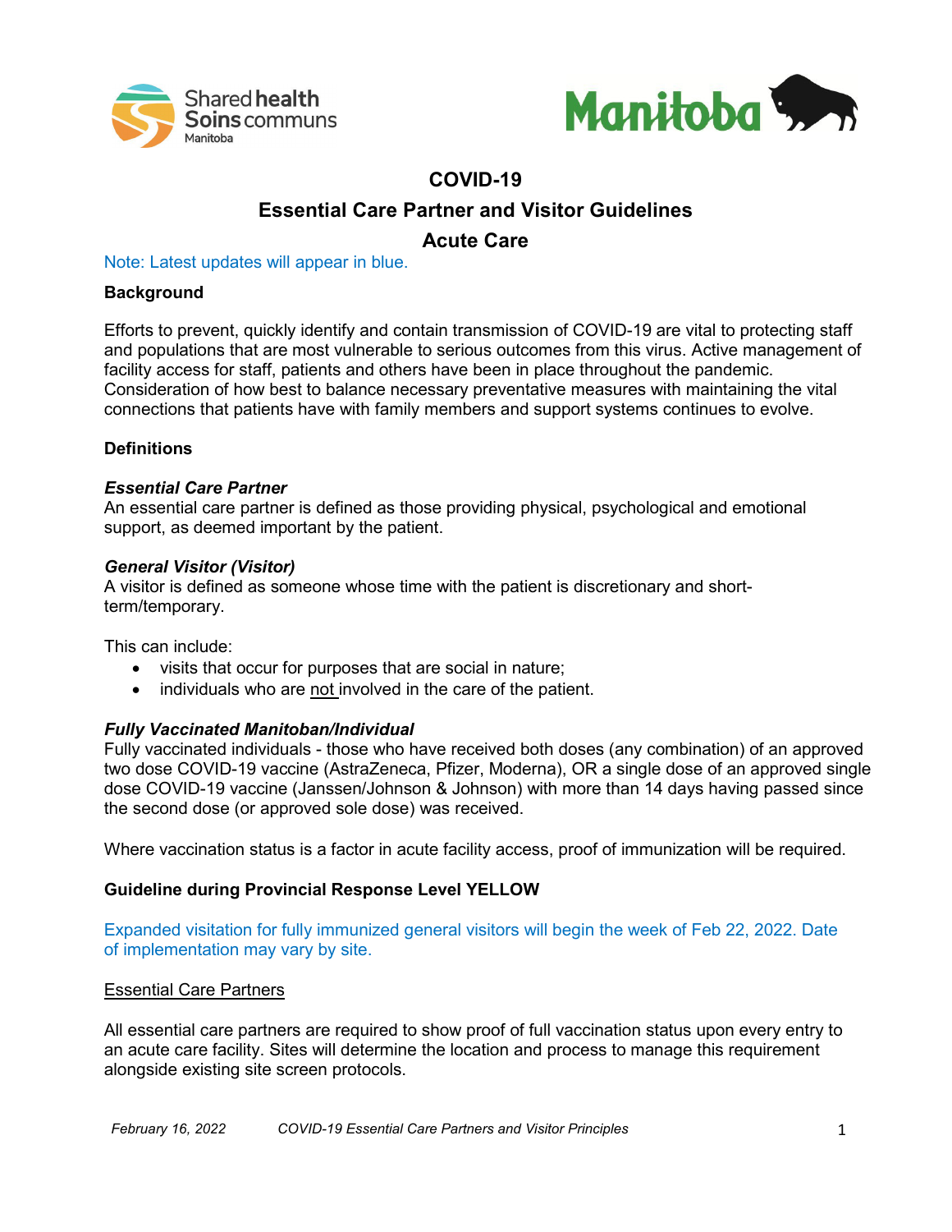# COVID-19

## Essential Care Partner and Visitor Guidelines

## Acute Care

Note: Latest updates will appear in blue.

### Background

Efforts to prevent, quickly identify and contain transmission of COVID-19 are vital to protecting staff and populations that are most vulnerable to serious outcomes from this virus. Active management of facility access for staff, patients and others have been in place throughout the pandemic. Consideration of how best to balance necessary preventative measures with maintaining the vital connections that patients have with family members and support systems continues to evolve.

### Definitions

***Essential Care Partner***

An essential care partner is defined as those providing physical, psychological and emotional support, as deemed important by the patient.

***General Visitor (Visitor)***

A visitor is defined as someone whose time with the patient is discretionary and short-term/temporary.

This can include:

- visits that occur for purposes that are social in nature;
- individuals who are not involved in the care of the patient.

***Fully Vaccinated Manitoban/Individual***

Fully vaccinated individuals - those who have received both doses (any combination) of an approved two dose COVID-19 vaccine (AstraZeneca, Pfizer, Moderna), OR a single dose of an approved single dose COVID-19 vaccine (Janssen/Johnson & Johnson) with more than 14 days having passed since the second dose (or approved sole dose) was received.

Where vaccination status is a factor in acute facility access, proof of immunization will be required.

### Guideline during Provincial Response Level YELLOW

Expanded visitation for fully immunized general visitors will begin the week of Feb 22, 2022. Date of implementation may vary by site.

Essential Care Partners

All essential care partners are required to show proof of full vaccination status upon every entry to an acute care facility. Sites will determine the location and process to manage this requirement alongside existing site screen protocols.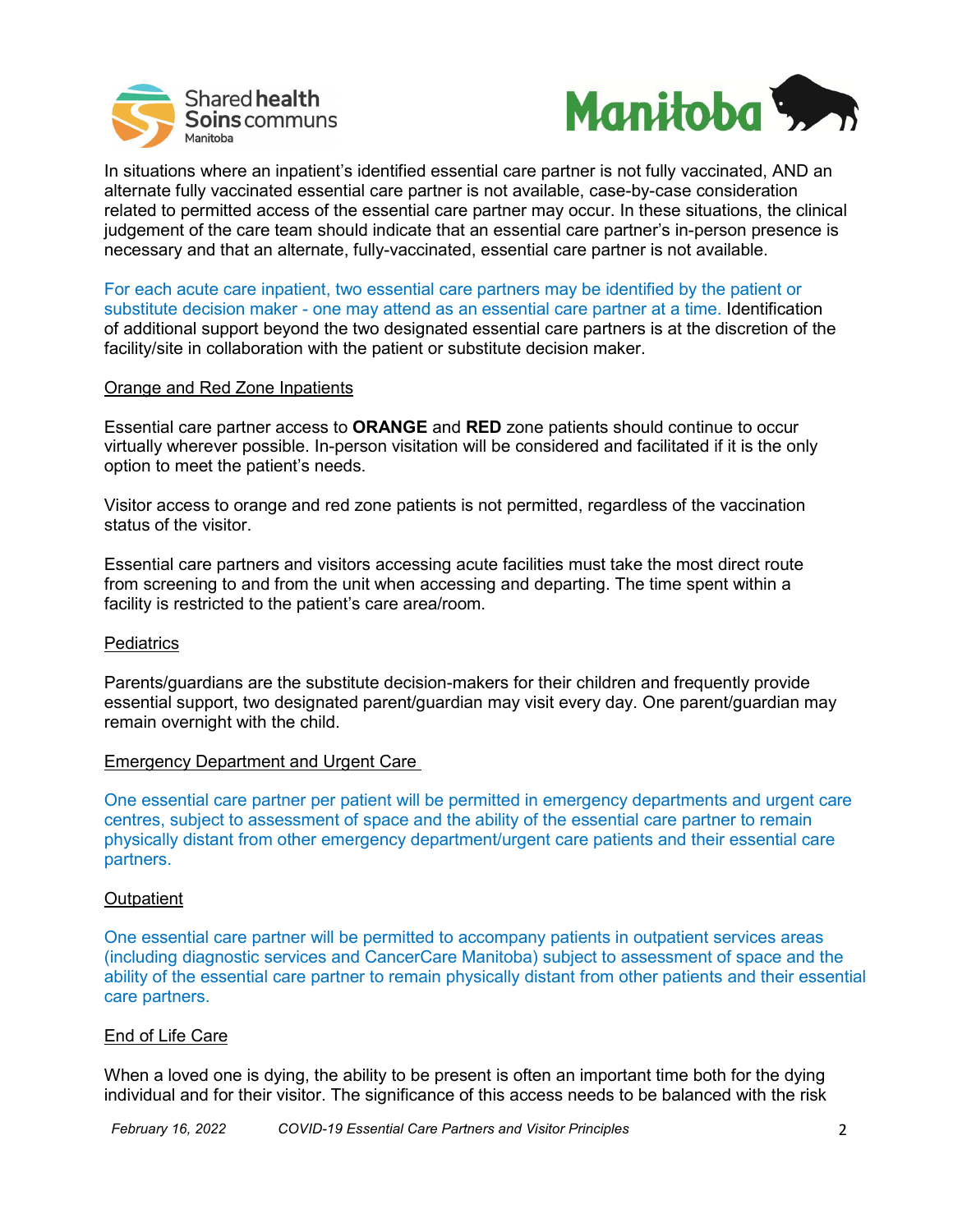In situations where an inpatient's identified essential care partner is not fully vaccinated, AND an alternate fully vaccinated essential care partner is not available, case-by-case consideration related to permitted access of the essential care partner may occur. In these situations, the clinical judgement of the care team should indicate that an essential care partner's in-person presence is necessary and that an alternate, fully-vaccinated, essential care partner is not available.

For each acute care inpatient, two essential care partners may be identified by the patient or substitute decision maker - one may attend as an essential care partner at a time. Identification of additional support beyond the two designated essential care partners is at the discretion of the facility/site in collaboration with the patient or substitute decision maker.

### Orange and Red Zone Inpatients

Essential care partner access to **ORANGE** and **RED** zone patients should continue to occur virtually wherever possible. In-person visitation will be considered and facilitated if it is the only option to meet the patient's needs.

Visitor access to orange and red zone patients is not permitted, regardless of the vaccination status of the visitor.

Essential care partners and visitors accessing acute facilities must take the most direct route from screening to and from the unit when accessing and departing. The time spent within a facility is restricted to the patient's care area/room.

### Pediatrics

Parents/guardians are the substitute decision-makers for their children and frequently provide essential support, two designated parent/guardian may visit every day. One parent/guardian may remain overnight with the child.

### Emergency Department and Urgent Care

One essential care partner per patient will be permitted in emergency departments and urgent care centres, subject to assessment of space and the ability of the essential care partner to remain physically distant from other emergency department/urgent care patients and their essential care partners.

### Outpatient

One essential care partner will be permitted to accompany patients in outpatient services areas (including diagnostic services and CancerCare Manitoba) subject to assessment of space and the ability of the essential care partner to remain physically distant from other patients and their essential care partners.

### End of Life Care

When a loved one is dying, the ability to be present is often an important time both for the dying individual and for their visitor. The significance of this access needs to be balanced with the risk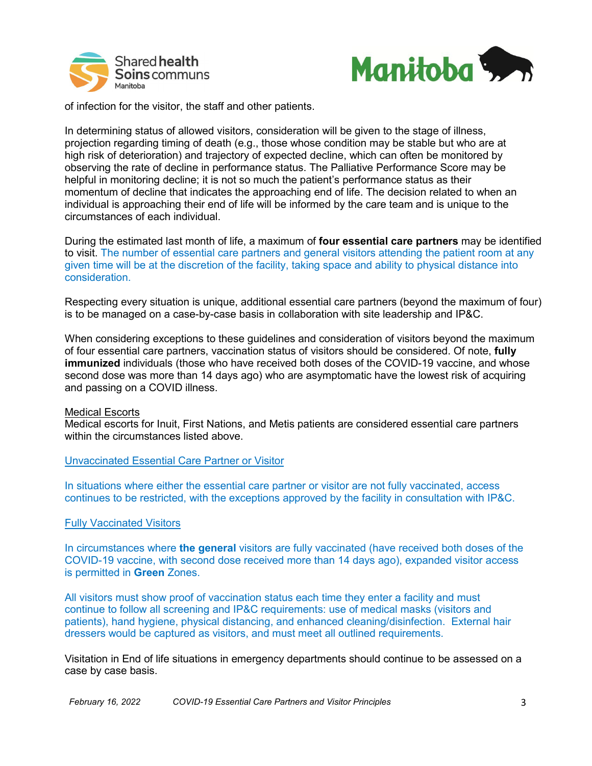of infection for the visitor, the staff and other patients.

In determining status of allowed visitors, consideration will be given to the stage of illness, projection regarding timing of death (e.g., those whose condition may be stable but who are at high risk of deterioration) and trajectory of expected decline, which can often be monitored by observing the rate of decline in performance status. The Palliative Performance Score may be helpful in monitoring decline; it is not so much the patient's performance status as their momentum of decline that indicates the approaching end of life. The decision related to when an individual is approaching their end of life will be informed by the care team and is unique to the circumstances of each individual.

During the estimated last month of life, a maximum of **four essential care partners** may be identified to visit. The number of essential care partners and general visitors attending the patient room at any given time will be at the discretion of the facility, taking space and ability to physical distance into consideration.

Respecting every situation is unique, additional essential care partners (beyond the maximum of four) is to be managed on a case-by-case basis in collaboration with site leadership and IP&C.

When considering exceptions to these guidelines and consideration of visitors beyond the maximum of four essential care partners, vaccination status of visitors should be considered. Of note, **fully immunized** individuals (those who have received both doses of the COVID-19 vaccine, and whose second dose was more than 14 days ago) who are asymptomatic have the lowest risk of acquiring and passing on a COVID illness.

<u>Medical Escorts</u>
Medical escorts for Inuit, First Nations, and Metis patients are considered essential care partners within the circumstances listed above.

<u>Unvaccinated Essential Care Partner or Visitor</u>

In situations where either the essential care partner or visitor are not fully vaccinated, access continues to be restricted, with the exceptions approved by the facility in consultation with IP&C.

<u>Fully Vaccinated Visitors</u>

In circumstances where **the general** visitors are fully vaccinated (have received both doses of the COVID-19 vaccine, with second dose received more than 14 days ago), expanded visitor access is permitted in **Green** Zones.

All visitors must show proof of vaccination status each time they enter a facility and must continue to follow all screening and IP&C requirements: use of medical masks (visitors and patients), hand hygiene, physical distancing, and enhanced cleaning/disinfection. External hair dressers would be captured as visitors, and must meet all outlined requirements.

Visitation in End of life situations in emergency departments should continue to be assessed on a case by case basis.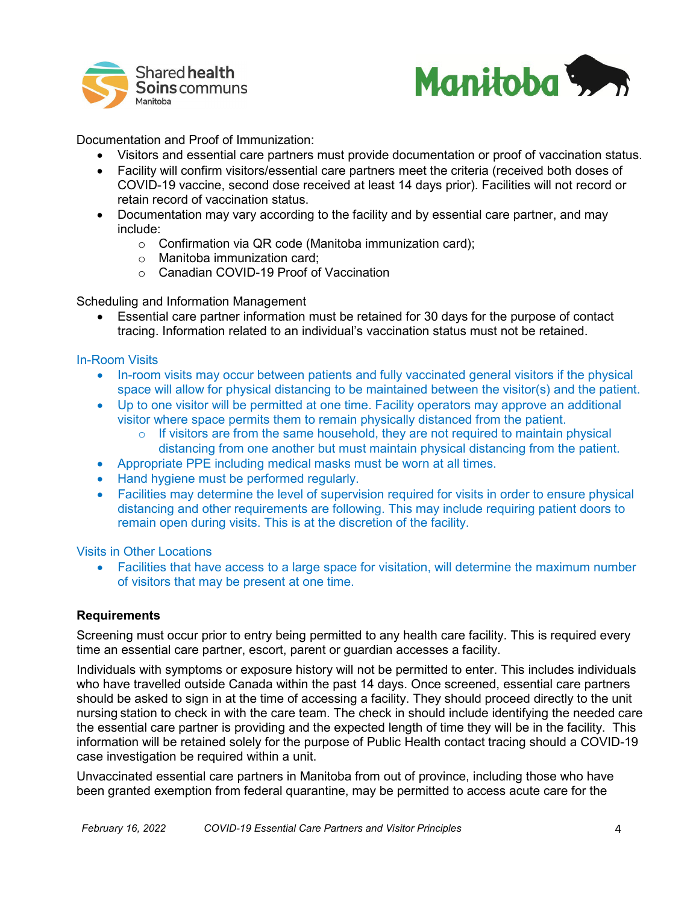Documentation and Proof of Immunization:

- Visitors and essential care partners must provide documentation or proof of vaccination status.
- Facility will confirm visitors/essential care partners meet the criteria (received both doses of COVID-19 vaccine, second dose received at least 14 days prior). Facilities will not record or retain record of vaccination status.
- Documentation may vary according to the facility and by essential care partner, and may include:
  - Confirmation via QR code (Manitoba immunization card);
  - Manitoba immunization card;
  - Canadian COVID-19 Proof of Vaccination

Scheduling and Information Management

- Essential care partner information must be retained for 30 days for the purpose of contact tracing. Information related to an individual's vaccination status must not be retained.

In-Room Visits

- In-room visits may occur between patients and fully vaccinated general visitors if the physical space will allow for physical distancing to be maintained between the visitor(s) and the patient.
- Up to one visitor will be permitted at one time. Facility operators may approve an additional visitor where space permits them to remain physically distanced from the patient.
  - If visitors are from the same household, they are not required to maintain physical distancing from one another but must maintain physical distancing from the patient.
- Appropriate PPE including medical masks must be worn at all times.
- Hand hygiene must be performed regularly.
- Facilities may determine the level of supervision required for visits in order to ensure physical distancing and other requirements are following. This may include requiring patient doors to remain open during visits. This is at the discretion of the facility.

Visits in Other Locations

- Facilities that have access to a large space for visitation, will determine the maximum number of visitors that may be present at one time.

**Requirements**

Screening must occur prior to entry being permitted to any health care facility. This is required every time an essential care partner, escort, parent or guardian accesses a facility.

Individuals with symptoms or exposure history will not be permitted to enter. This includes individuals who have travelled outside Canada within the past 14 days. Once screened, essential care partners should be asked to sign in at the time of accessing a facility. They should proceed directly to the unit nursing station to check in with the care team. The check in should include identifying the needed care the essential care partner is providing and the expected length of time they will be in the facility. This information will be retained solely for the purpose of Public Health contact tracing should a COVID-19 case investigation be required within a unit.

Unvaccinated essential care partners in Manitoba from out of province, including those who have been granted exemption from federal quarantine, may be permitted to access acute care for the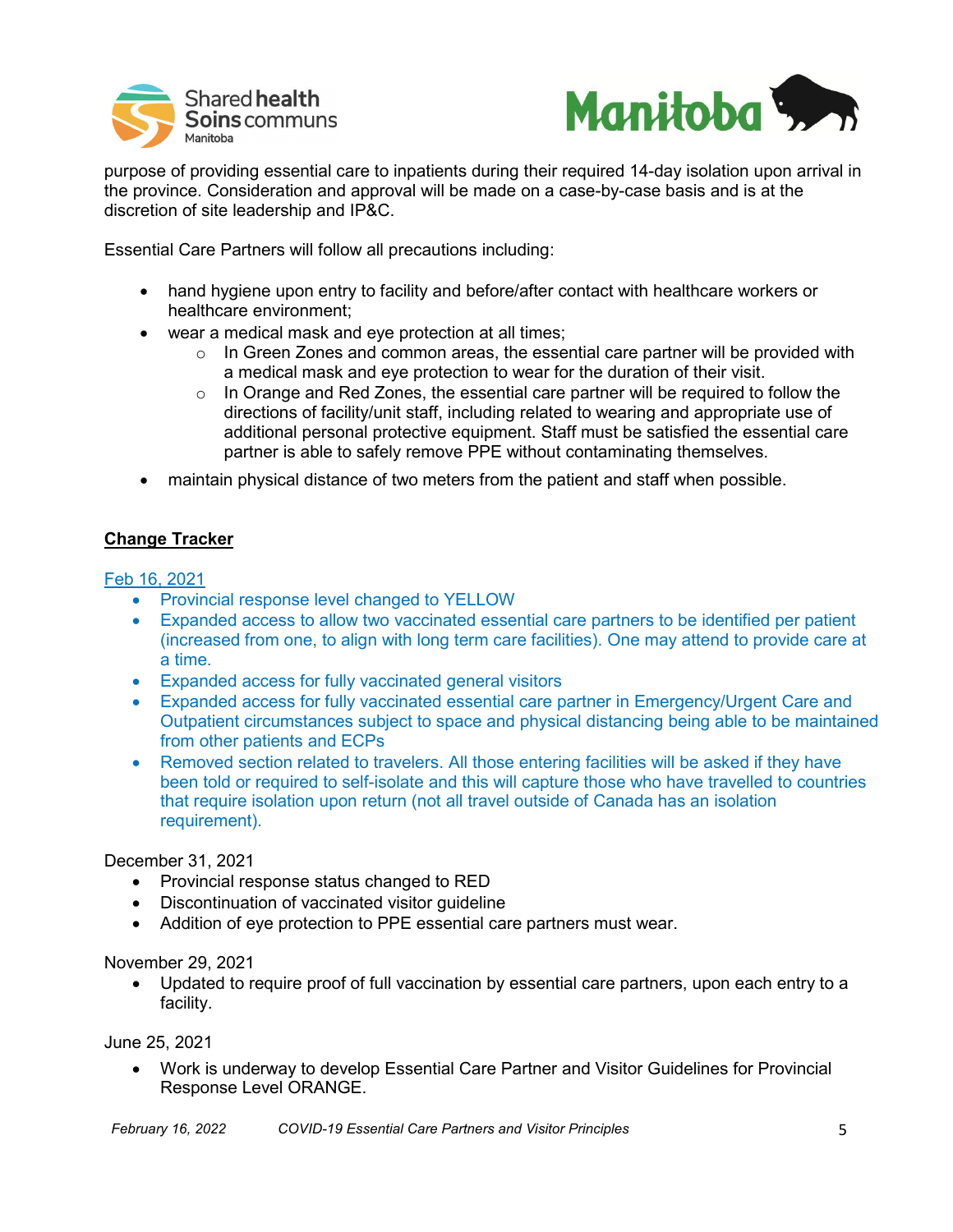purpose of providing essential care to inpatients during their required 14-day isolation upon arrival in the province. Consideration and approval will be made on a case-by-case basis and is at the discretion of site leadership and IP&C.

Essential Care Partners will follow all precautions including:

- hand hygiene upon entry to facility and before/after contact with healthcare workers or healthcare environment;
- wear a medical mask and eye protection at all times;
  - In Green Zones and common areas, the essential care partner will be provided with a medical mask and eye protection to wear for the duration of their visit.
  - In Orange and Red Zones, the essential care partner will be required to follow the directions of facility/unit staff, including related to wearing and appropriate use of additional personal protective equipment. Staff must be satisfied the essential care partner is able to safely remove PPE without contaminating themselves.
- maintain physical distance of two meters from the patient and staff when possible.

## Change Tracker

Feb 16, 2021

- Provincial response level changed to YELLOW
- Expanded access to allow two vaccinated essential care partners to be identified per patient (increased from one, to align with long term care facilities). One may attend to provide care at a time.
- Expanded access for fully vaccinated general visitors
- Expanded access for fully vaccinated essential care partner in Emergency/Urgent Care and Outpatient circumstances subject to space and physical distancing being able to be maintained from other patients and ECPs
- Removed section related to travelers. All those entering facilities will be asked if they have been told or required to self-isolate and this will capture those who have travelled to countries that require isolation upon return (not all travel outside of Canada has an isolation requirement).

December 31, 2021

- Provincial response status changed to RED
- Discontinuation of vaccinated visitor guideline
- Addition of eye protection to PPE essential care partners must wear.

November 29, 2021

- Updated to require proof of full vaccination by essential care partners, upon each entry to a facility.

June 25, 2021

- Work is underway to develop Essential Care Partner and Visitor Guidelines for Provincial Response Level ORANGE.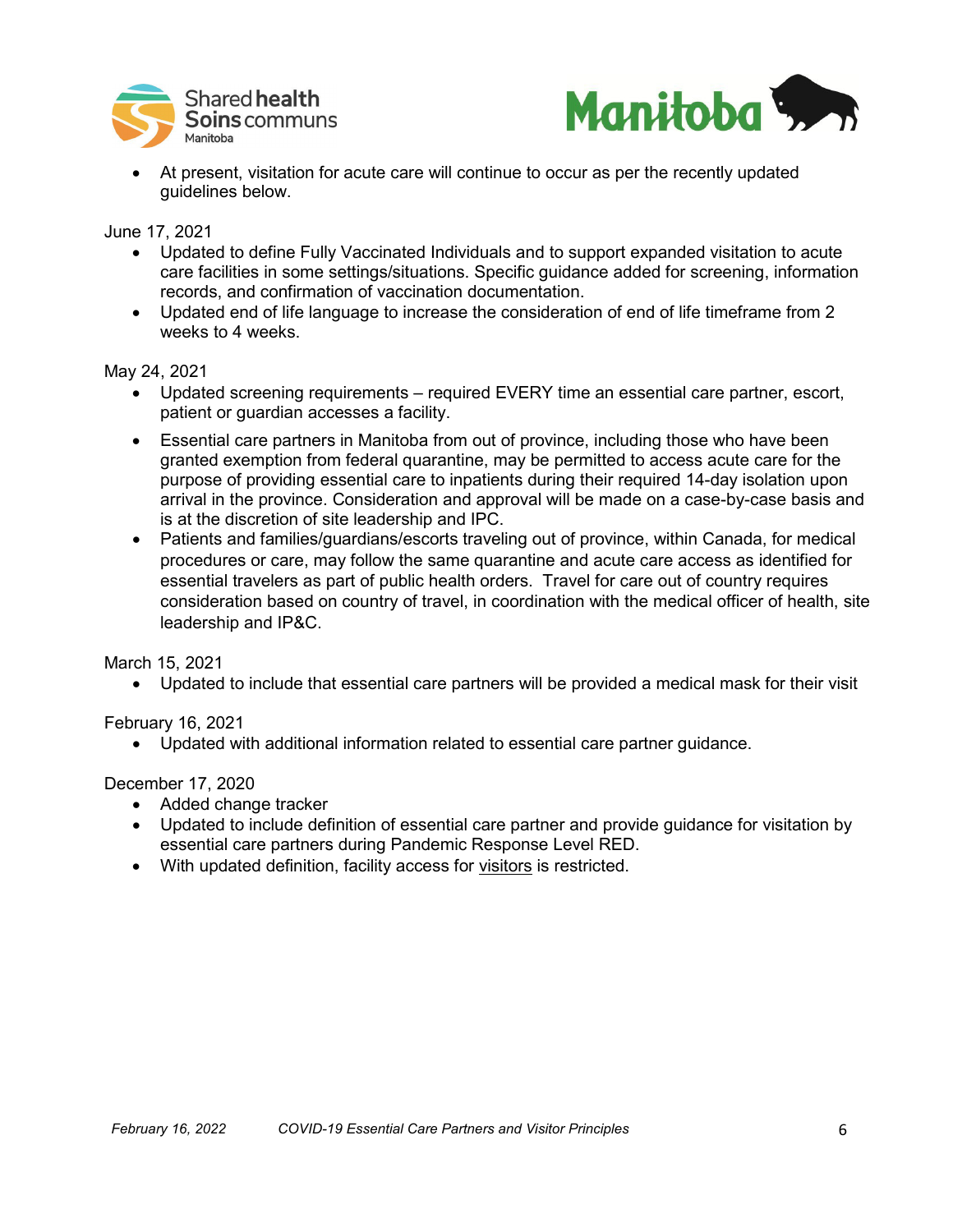- At present, visitation for acute care will continue to occur as per the recently updated guidelines below.

June 17, 2021

- Updated to define Fully Vaccinated Individuals and to support expanded visitation to acute care facilities in some settings/situations. Specific guidance added for screening, information records, and confirmation of vaccination documentation.
- Updated end of life language to increase the consideration of end of life timeframe from 2 weeks to 4 weeks.

May 24, 2021

- Updated screening requirements – required EVERY time an essential care partner, escort, patient or guardian accesses a facility.
- Essential care partners in Manitoba from out of province, including those who have been granted exemption from federal quarantine, may be permitted to access acute care for the purpose of providing essential care to inpatients during their required 14-day isolation upon arrival in the province. Consideration and approval will be made on a case-by-case basis and is at the discretion of site leadership and IPC.
- Patients and families/guardians/escorts traveling out of province, within Canada, for medical procedures or care, may follow the same quarantine and acute care access as identified for essential travelers as part of public health orders. Travel for care out of country requires consideration based on country of travel, in coordination with the medical officer of health, site leadership and IP&C.

March 15, 2021

- Updated to include that essential care partners will be provided a medical mask for their visit

February 16, 2021

- Updated with additional information related to essential care partner guidance.

December 17, 2020

- Added change tracker
- Updated to include definition of essential care partner and provide guidance for visitation by essential care partners during Pandemic Response Level RED.
- With updated definition, facility access for visitors is restricted.